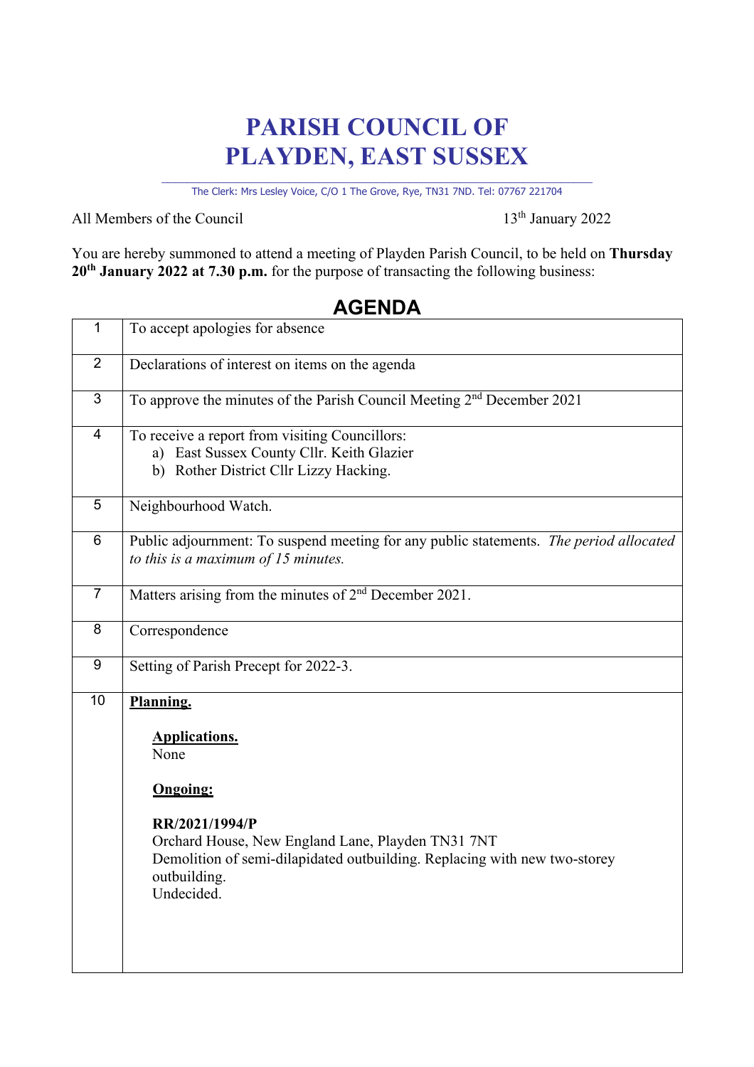# PARISH COUNCIL OF PLAYDEN, EAST SUSSEX

The Clerk: Mrs Lesley Voice, C/O 1 The Grove, Rye, TN31 7ND. Tel: 07767 221704

All Members of the Council

13th January 2022

You are hereby summoned to attend a meeting of Playden Parish Council, to be held on **Thursday 20th January 2022 at 7.30 p.m.** for the purpose of transacting the following business:

## AGENDA

| | |
|---|---|
| 1 | To accept apologies for absence |
| 2 | Declarations of interest on items on the agenda |
| 3 | To approve the minutes of the Parish Council Meeting 2nd December 2021 |
| 4 | To receive a report from visiting Councillors:<br>a) East Sussex County Cllr. Keith Glazier<br>b) Rother District Cllr Lizzy Hacking. |
| 5 | Neighbourhood Watch. |
| 6 | Public adjournment: To suspend meeting for any public statements. *The period allocated to this is a maximum of 15 minutes.* |
| 7 | Matters arising from the minutes of 2nd December 2021. |
| 8 | Correspondence |
| 9 | Setting of Parish Precept for 2022-3. |
| 10 | **Planning.**<br><br>**Applications.**<br>None<br><br>**Ongoing:**<br><br>**RR/2021/1994/P**<br>Orchard House, New England Lane, Playden TN31 7NT<br>Demolition of semi-dilapidated outbuilding. Replacing with new two-storey outbuilding.<br>Undecided. |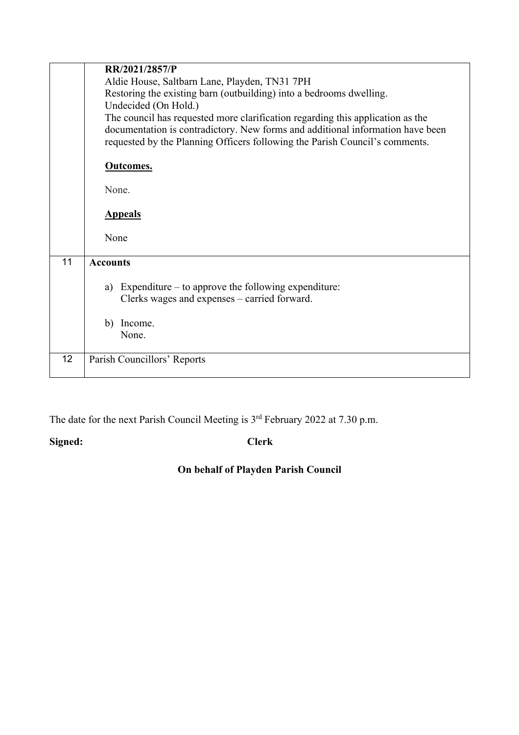| | |
|---|---|
| | **RR/2021/2857/P**<br>Aldie House, Saltbarn Lane, Playden, TN31 7PH<br>Restoring the existing barn (outbuilding) into a bedrooms dwelling.<br>Undecided (On Hold.)<br>The council has requested more clarification regarding this application as the documentation is contradictory. New forms and additional information have been requested by the Planning Officers following the Parish Council's comments.<br><br>**<u>Outcomes.</u>**<br><br>None.<br><br>**<u>Appeals</u>**<br><br>None |
| 11 | **Accounts**<br><br>a) Expenditure – to approve the following expenditure:<br>Clerks wages and expenses – carried forward.<br><br>b) Income.<br>None. |
| 12 | Parish Councillors' Reports |

The date for the next Parish Council Meeting is 3rd February 2022 at 7.30 p.m.

**Signed:** **Clerk**

**On behalf of Playden Parish Council**